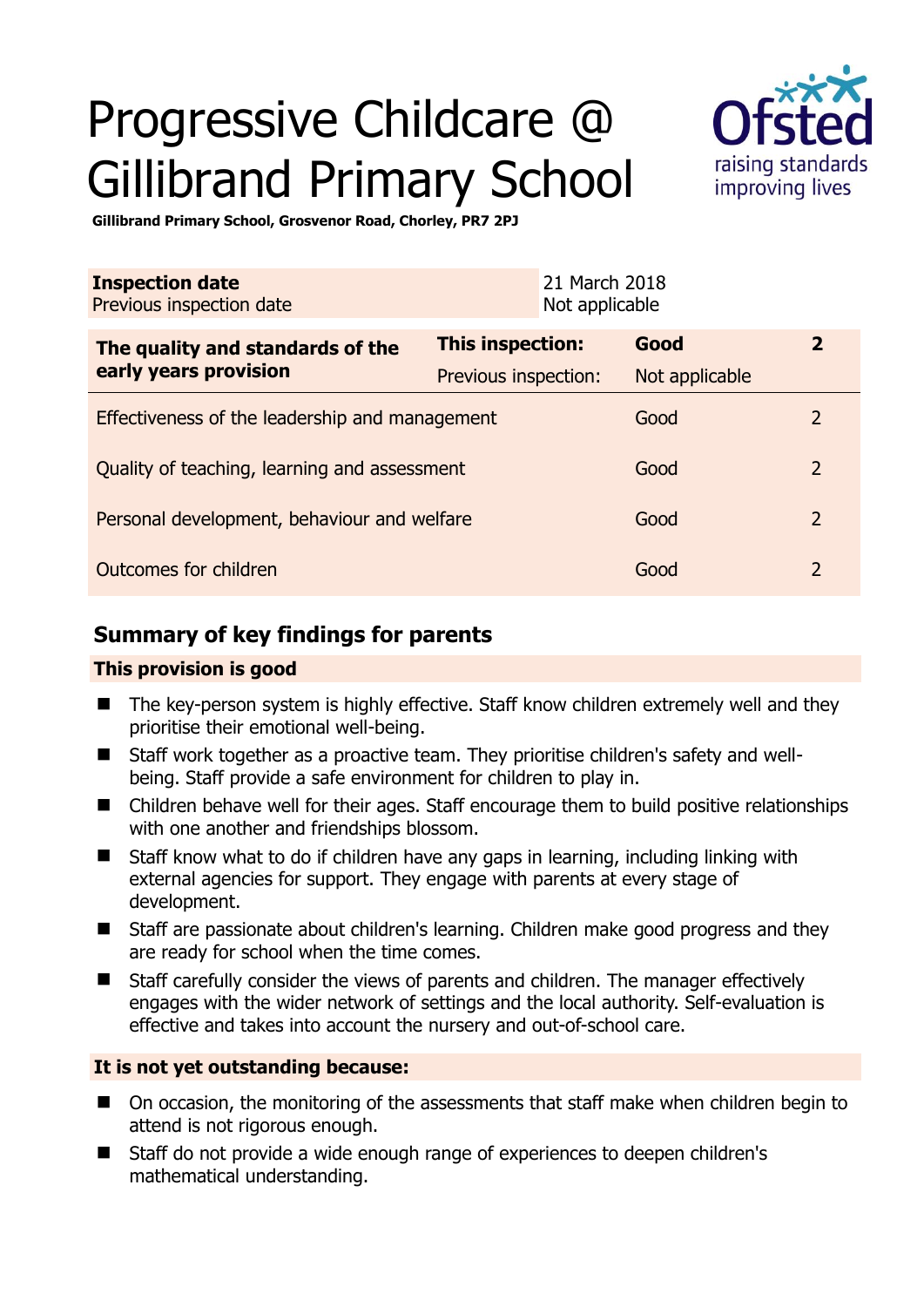# Progressive Childcare @ Gillibrand Primary School

**Gillibrand Primary School, Grosvenor Road, Chorley, PR7 2PJ**

| **Inspection date** | 21 March 2018 |
|---|---|
| Previous inspection date | Not applicable |

| **The quality and standards of the early years provision** | **This inspection:** | **Good** | **2** |
|---|---|---|---|
| | Previous inspection: | Not applicable | |
| Effectiveness of the leadership and management | | Good | 2 |
| Quality of teaching, learning and assessment | | Good | 2 |
| Personal development, behaviour and welfare | | Good | 2 |
| Outcomes for children | | Good | 2 |

## Summary of key findings for parents

### This provision is good

- The key-person system is highly effective. Staff know children extremely well and they prioritise their emotional well-being.
- Staff work together as a proactive team. They prioritise children's safety and well-being. Staff provide a safe environment for children to play in.
- Children behave well for their ages. Staff encourage them to build positive relationships with one another and friendships blossom.
- Staff know what to do if children have any gaps in learning, including linking with external agencies for support. They engage with parents at every stage of development.
- Staff are passionate about children's learning. Children make good progress and they are ready for school when the time comes.
- Staff carefully consider the views of parents and children. The manager effectively engages with the wider network of settings and the local authority. Self-evaluation is effective and takes into account the nursery and out-of-school care.

### It is not yet outstanding because:

- On occasion, the monitoring of the assessments that staff make when children begin to attend is not rigorous enough.
- Staff do not provide a wide enough range of experiences to deepen children's mathematical understanding.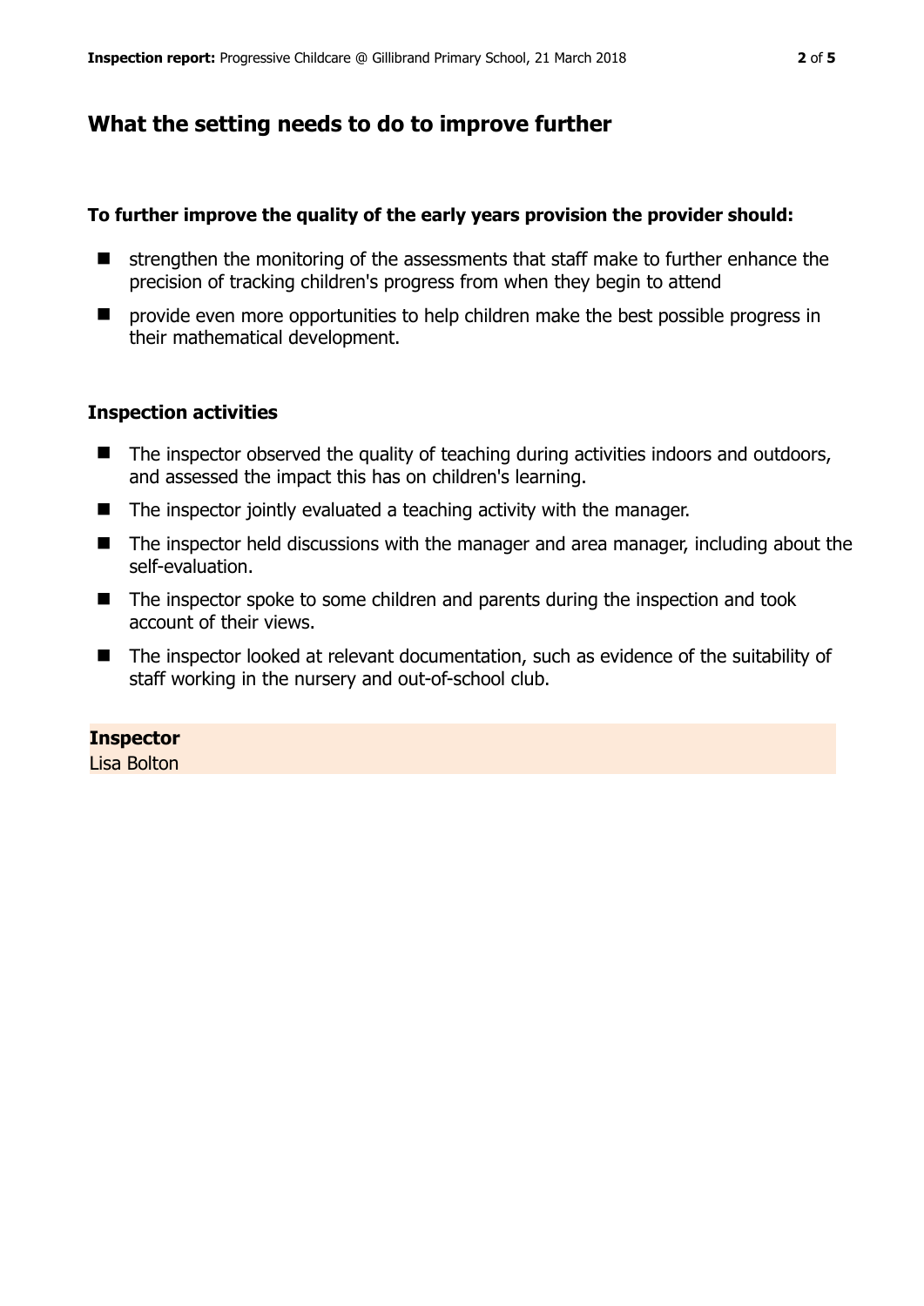## What the setting needs to do to improve further

**To further improve the quality of the early years provision the provider should:**

- strengthen the monitoring of the assessments that staff make to further enhance the precision of tracking children's progress from when they begin to attend
- provide even more opportunities to help children make the best possible progress in their mathematical development.

### Inspection activities

- The inspector observed the quality of teaching during activities indoors and outdoors, and assessed the impact this has on children's learning.
- The inspector jointly evaluated a teaching activity with the manager.
- The inspector held discussions with the manager and area manager, including about the self-evaluation.
- The inspector spoke to some children and parents during the inspection and took account of their views.
- The inspector looked at relevant documentation, such as evidence of the suitability of staff working in the nursery and out-of-school club.

**Inspector**
Lisa Bolton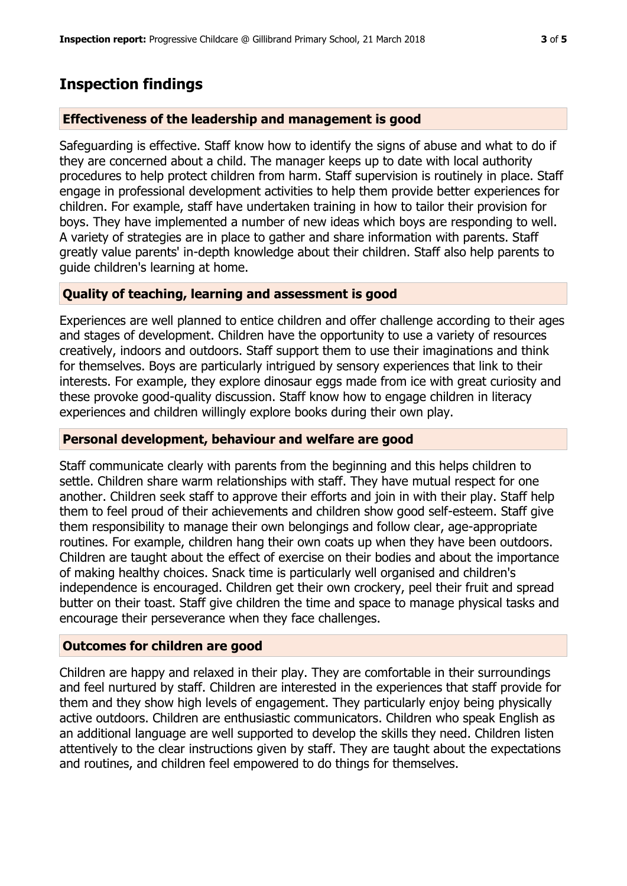## Inspection findings

### Effectiveness of the leadership and management is good

Safeguarding is effective. Staff know how to identify the signs of abuse and what to do if they are concerned about a child. The manager keeps up to date with local authority procedures to help protect children from harm. Staff supervision is routinely in place. Staff engage in professional development activities to help them provide better experiences for children. For example, staff have undertaken training in how to tailor their provision for boys. They have implemented a number of new ideas which boys are responding to well. A variety of strategies are in place to gather and share information with parents. Staff greatly value parents' in-depth knowledge about their children. Staff also help parents to guide children's learning at home.

### Quality of teaching, learning and assessment is good

Experiences are well planned to entice children and offer challenge according to their ages and stages of development. Children have the opportunity to use a variety of resources creatively, indoors and outdoors. Staff support them to use their imaginations and think for themselves. Boys are particularly intrigued by sensory experiences that link to their interests. For example, they explore dinosaur eggs made from ice with great curiosity and these provoke good-quality discussion. Staff know how to engage children in literacy experiences and children willingly explore books during their own play.

### Personal development, behaviour and welfare are good

Staff communicate clearly with parents from the beginning and this helps children to settle. Children share warm relationships with staff. They have mutual respect for one another. Children seek staff to approve their efforts and join in with their play. Staff help them to feel proud of their achievements and children show good self-esteem. Staff give them responsibility to manage their own belongings and follow clear, age-appropriate routines. For example, children hang their own coats up when they have been outdoors. Children are taught about the effect of exercise on their bodies and about the importance of making healthy choices. Snack time is particularly well organised and children's independence is encouraged. Children get their own crockery, peel their fruit and spread butter on their toast. Staff give children the time and space to manage physical tasks and encourage their perseverance when they face challenges.

### Outcomes for children are good

Children are happy and relaxed in their play. They are comfortable in their surroundings and feel nurtured by staff. Children are interested in the experiences that staff provide for them and they show high levels of engagement. They particularly enjoy being physically active outdoors. Children are enthusiastic communicators. Children who speak English as an additional language are well supported to develop the skills they need. Children listen attentively to the clear instructions given by staff. They are taught about the expectations and routines, and children feel empowered to do things for themselves.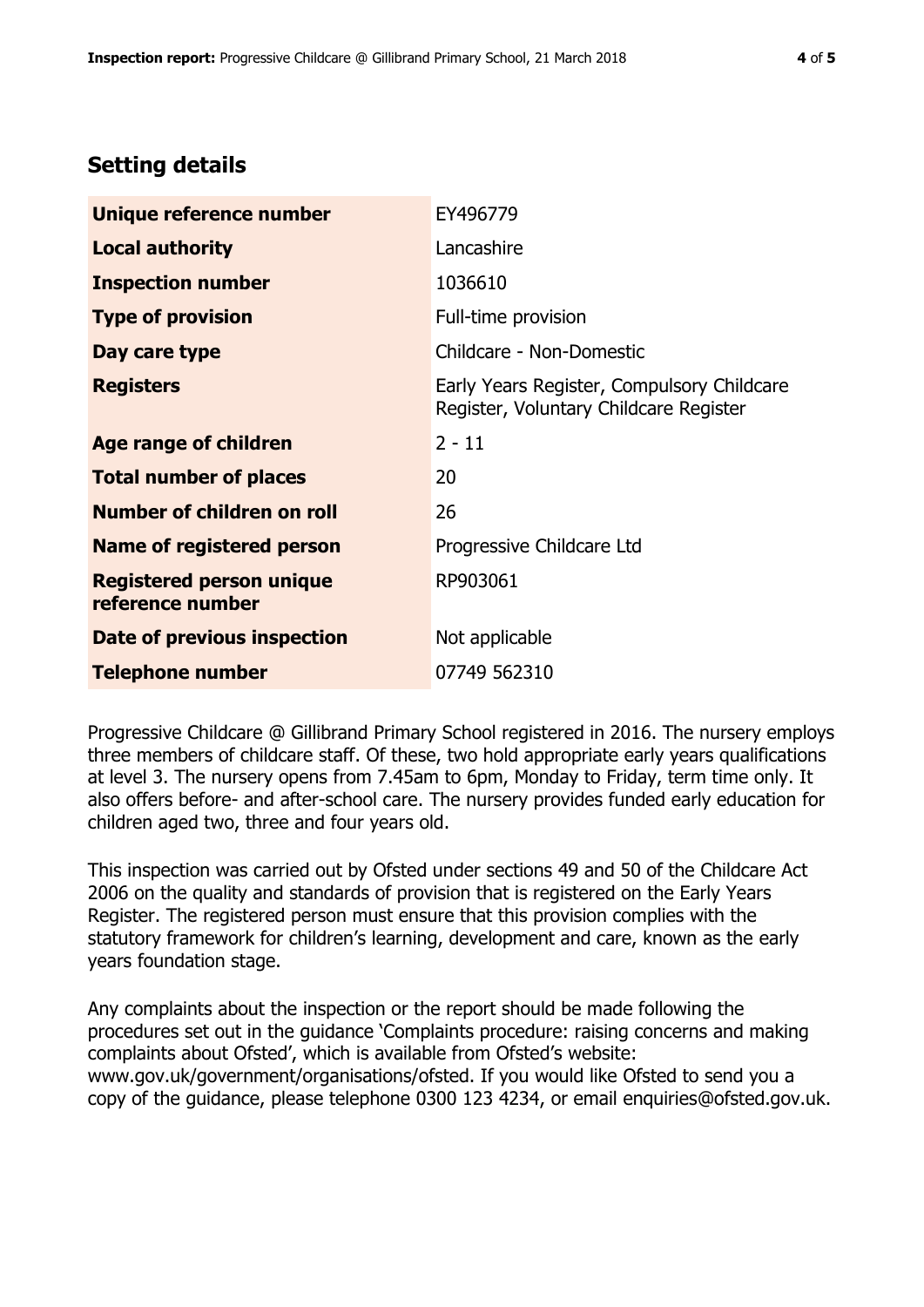## Setting details

| | |
|---|---|
| **Unique reference number** | EY496779 |
| **Local authority** | Lancashire |
| **Inspection number** | 1036610 |
| **Type of provision** | Full-time provision |
| **Day care type** | Childcare - Non-Domestic |
| **Registers** | Early Years Register, Compulsory Childcare Register, Voluntary Childcare Register |
| **Age range of children** | 2 - 11 |
| **Total number of places** | 20 |
| **Number of children on roll** | 26 |
| **Name of registered person** | Progressive Childcare Ltd |
| **Registered person unique reference number** | RP903061 |
| **Date of previous inspection** | Not applicable |
| **Telephone number** | 07749 562310 |

Progressive Childcare @ Gillibrand Primary School registered in 2016. The nursery employs three members of childcare staff. Of these, two hold appropriate early years qualifications at level 3. The nursery opens from 7.45am to 6pm, Monday to Friday, term time only. It also offers before- and after-school care. The nursery provides funded early education for children aged two, three and four years old.

This inspection was carried out by Ofsted under sections 49 and 50 of the Childcare Act 2006 on the quality and standards of provision that is registered on the Early Years Register. The registered person must ensure that this provision complies with the statutory framework for children's learning, development and care, known as the early years foundation stage.

Any complaints about the inspection or the report should be made following the procedures set out in the guidance 'Complaints procedure: raising concerns and making complaints about Ofsted', which is available from Ofsted's website: www.gov.uk/government/organisations/ofsted. If you would like Ofsted to send you a copy of the guidance, please telephone 0300 123 4234, or email enquiries@ofsted.gov.uk.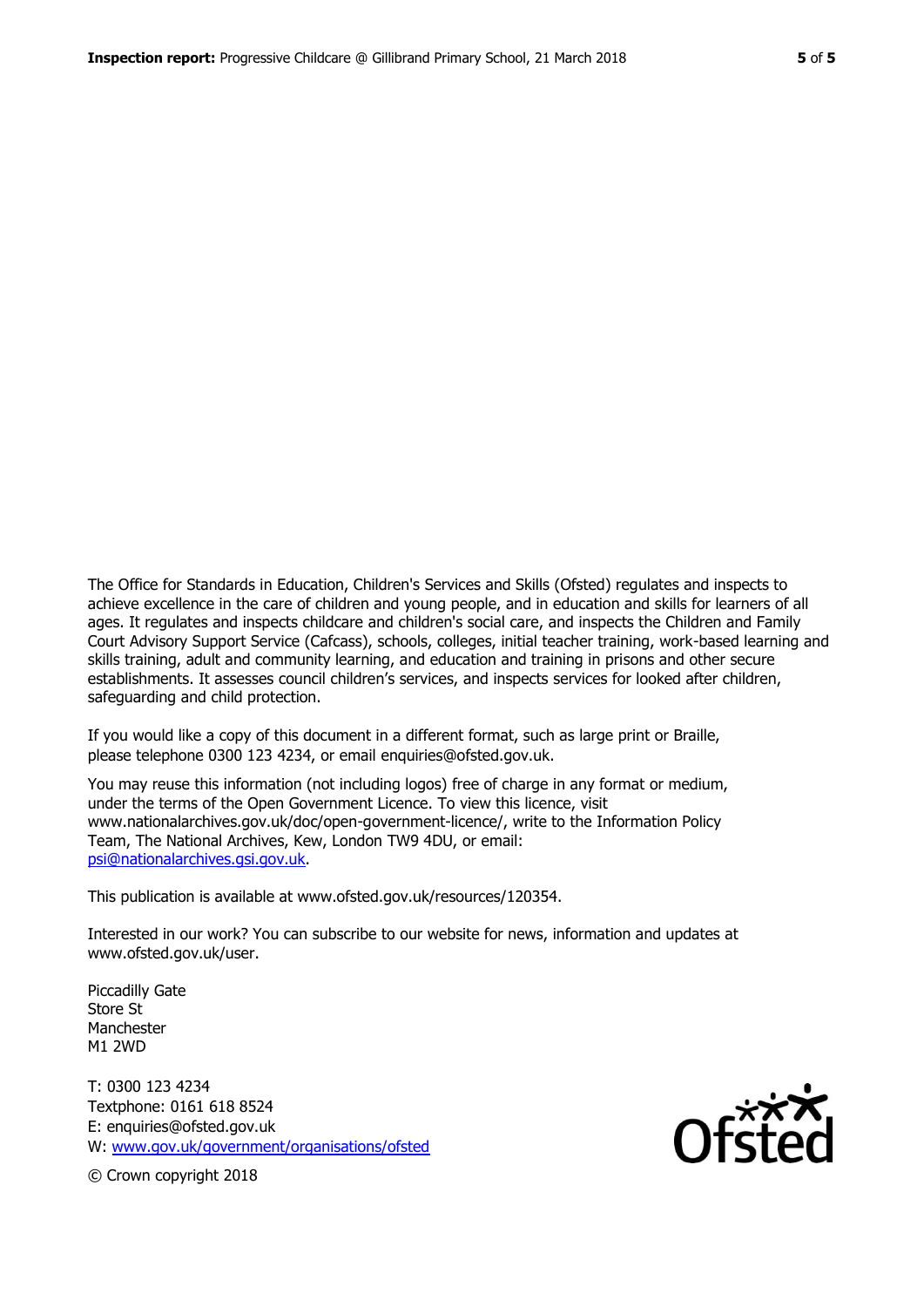The Office for Standards in Education, Children's Services and Skills (Ofsted) regulates and inspects to achieve excellence in the care of children and young people, and in education and skills for learners of all ages. It regulates and inspects childcare and children's social care, and inspects the Children and Family Court Advisory Support Service (Cafcass), schools, colleges, initial teacher training, work-based learning and skills training, adult and community learning, and education and training in prisons and other secure establishments. It assesses council children's services, and inspects services for looked after children, safeguarding and child protection.

If you would like a copy of this document in a different format, such as large print or Braille, please telephone 0300 123 4234, or email enquiries@ofsted.gov.uk.

You may reuse this information (not including logos) free of charge in any format or medium, under the terms of the Open Government Licence. To view this licence, visit www.nationalarchives.gov.uk/doc/open-government-licence/, write to the Information Policy Team, The National Archives, Kew, London TW9 4DU, or email: psi@nationalarchives.gsi.gov.uk.

This publication is available at www.ofsted.gov.uk/resources/120354.

Interested in our work? You can subscribe to our website for news, information and updates at www.ofsted.gov.uk/user.

Piccadilly Gate  
Store St  
Manchester  
M1 2WD

T: 0300 123 4234  
Textphone: 0161 618 8524  
E: enquiries@ofsted.gov.uk  
W: www.gov.uk/government/organisations/ofsted

© Crown copyright 2018